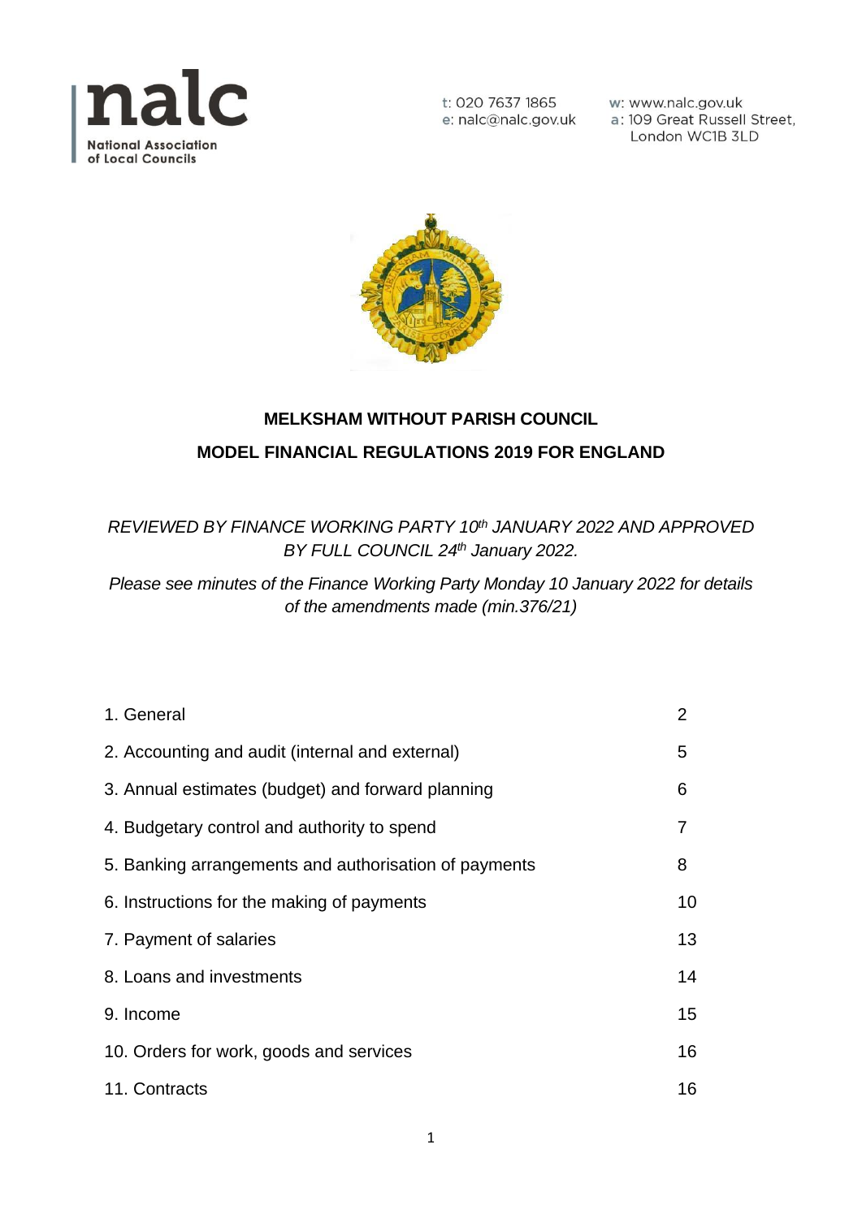**nalc**
National Association of Local Councils

t: 020 7637 1865
e: nalc@nalc.gov.uk
w: www.nalc.gov.uk
a: 109 Great Russell Street, London WC1B 3LD

# MELKSHAM WITHOUT PARISH COUNCIL

## MODEL FINANCIAL REGULATIONS 2019 FOR ENGLAND

*REVIEWED BY FINANCE WORKING PARTY 10th JANUARY 2022 AND APPROVED BY FULL COUNCIL 24th January 2022.*

*Please see minutes of the Finance Working Party Monday 10 January 2022 for details of the amendments made (min.376/21)*

| | |
|---|---|
| 1. General | 2 |
| 2. Accounting and audit (internal and external) | 5 |
| 3. Annual estimates (budget) and forward planning | 6 |
| 4. Budgetary control and authority to spend | 7 |
| 5. Banking arrangements and authorisation of payments | 8 |
| 6. Instructions for the making of payments | 10 |
| 7. Payment of salaries | 13 |
| 8. Loans and investments | 14 |
| 9. Income | 15 |
| 10. Orders for work, goods and services | 16 |
| 11. Contracts | 16 |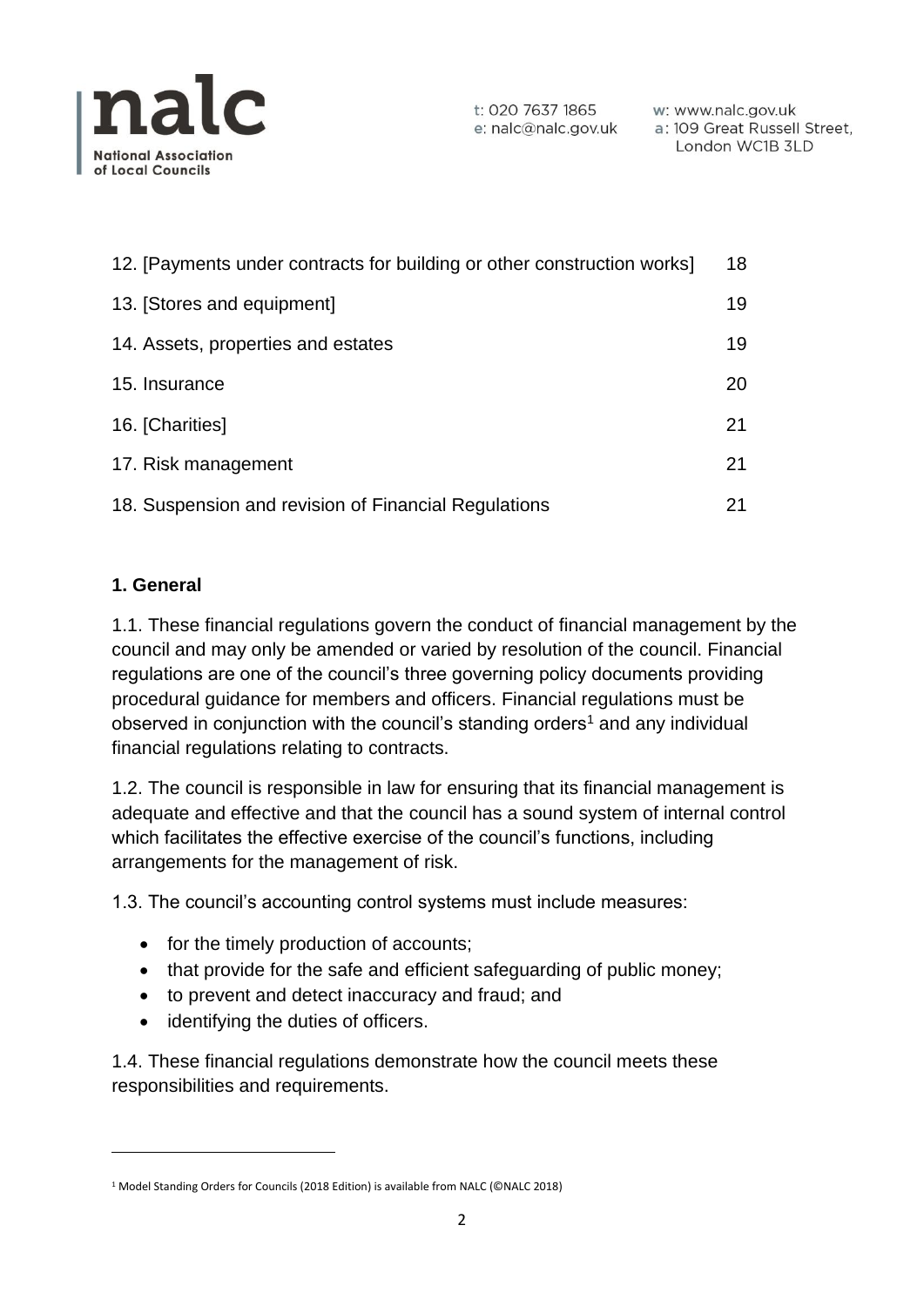| | |
|---|---|
| 12. [Payments under contracts for building or other construction works] | 18 |
| 13. [Stores and equipment] | 19 |
| 14. Assets, properties and estates | 19 |
| 15. Insurance | 20 |
| 16. [Charities] | 21 |
| 17. Risk management | 21 |
| 18. Suspension and revision of Financial Regulations | 21 |

**1. General**

1.1. These financial regulations govern the conduct of financial management by the council and may only be amended or varied by resolution of the council. Financial regulations are one of the council's three governing policy documents providing procedural guidance for members and officers. Financial regulations must be observed in conjunction with the council's standing orders[1] and any individual financial regulations relating to contracts.

1.2. The council is responsible in law for ensuring that its financial management is adequate and effective and that the council has a sound system of internal control which facilitates the effective exercise of the council's functions, including arrangements for the management of risk.

1.3. The council's accounting control systems must include measures:

- for the timely production of accounts;
- that provide for the safe and efficient safeguarding of public money;
- to prevent and detect inaccuracy and fraud; and
- identifying the duties of officers.

1.4. These financial regulations demonstrate how the council meets these responsibilities and requirements.

[1] Model Standing Orders for Councils (2018 Edition) is available from NALC (©NALC 2018)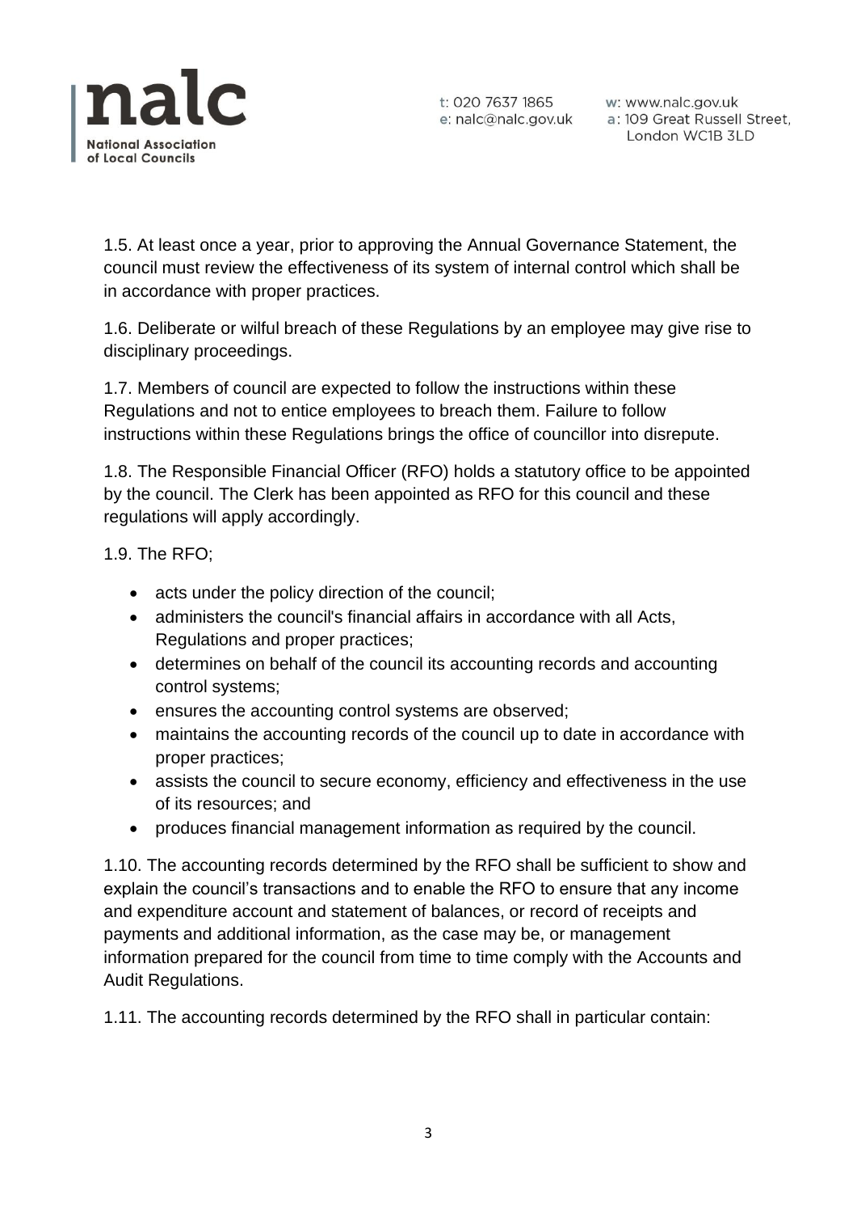1.5. At least once a year, prior to approving the Annual Governance Statement, the council must review the effectiveness of its system of internal control which shall be in accordance with proper practices.

1.6. Deliberate or wilful breach of these Regulations by an employee may give rise to disciplinary proceedings.

1.7. Members of council are expected to follow the instructions within these Regulations and not to entice employees to breach them. Failure to follow instructions within these Regulations brings the office of councillor into disrepute.

1.8. The Responsible Financial Officer (RFO) holds a statutory office to be appointed by the council. The Clerk has been appointed as RFO for this council and these regulations will apply accordingly.

1.9. The RFO;

- acts under the policy direction of the council;
- administers the council's financial affairs in accordance with all Acts, Regulations and proper practices;
- determines on behalf of the council its accounting records and accounting control systems;
- ensures the accounting control systems are observed;
- maintains the accounting records of the council up to date in accordance with proper practices;
- assists the council to secure economy, efficiency and effectiveness in the use of its resources; and
- produces financial management information as required by the council.

1.10. The accounting records determined by the RFO shall be sufficient to show and explain the council's transactions and to enable the RFO to ensure that any income and expenditure account and statement of balances, or record of receipts and payments and additional information, as the case may be, or management information prepared for the council from time to time comply with the Accounts and Audit Regulations.

1.11. The accounting records determined by the RFO shall in particular contain: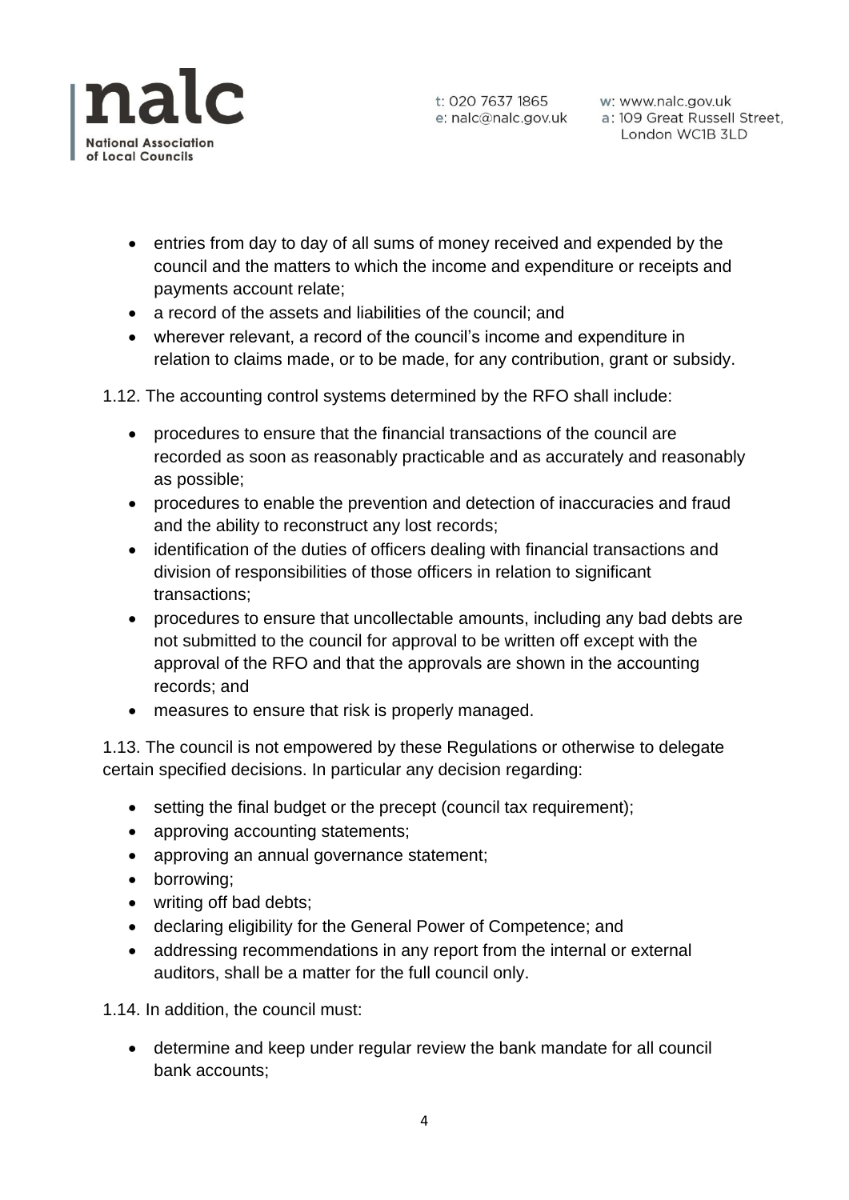- entries from day to day of all sums of money received and expended by the council and the matters to which the income and expenditure or receipts and payments account relate;
- a record of the assets and liabilities of the council; and
- wherever relevant, a record of the council's income and expenditure in relation to claims made, or to be made, for any contribution, grant or subsidy.

1.12. The accounting control systems determined by the RFO shall include:

- procedures to ensure that the financial transactions of the council are recorded as soon as reasonably practicable and as accurately and reasonably as possible;
- procedures to enable the prevention and detection of inaccuracies and fraud and the ability to reconstruct any lost records;
- identification of the duties of officers dealing with financial transactions and division of responsibilities of those officers in relation to significant transactions;
- procedures to ensure that uncollectable amounts, including any bad debts are not submitted to the council for approval to be written off except with the approval of the RFO and that the approvals are shown in the accounting records; and
- measures to ensure that risk is properly managed.

1.13. The council is not empowered by these Regulations or otherwise to delegate certain specified decisions. In particular any decision regarding:

- setting the final budget or the precept (council tax requirement);
- approving accounting statements;
- approving an annual governance statement;
- borrowing;
- writing off bad debts;
- declaring eligibility for the General Power of Competence; and
- addressing recommendations in any report from the internal or external auditors, shall be a matter for the full council only.

1.14. In addition, the council must:

- determine and keep under regular review the bank mandate for all council bank accounts;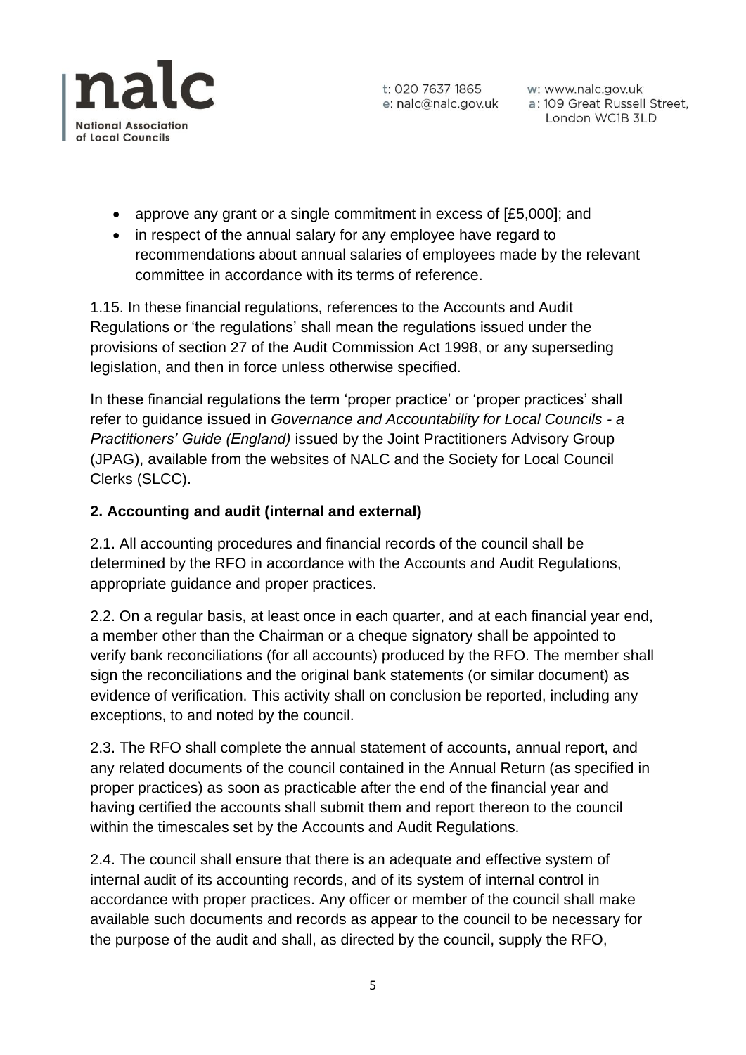- approve any grant or a single commitment in excess of [£5,000]; and
- in respect of the annual salary for any employee have regard to recommendations about annual salaries of employees made by the relevant committee in accordance with its terms of reference.

1.15. In these financial regulations, references to the Accounts and Audit Regulations or 'the regulations' shall mean the regulations issued under the provisions of section 27 of the Audit Commission Act 1998, or any superseding legislation, and then in force unless otherwise specified.

In these financial regulations the term 'proper practice' or 'proper practices' shall refer to guidance issued in *Governance and Accountability for Local Councils - a Practitioners' Guide (England)* issued by the Joint Practitioners Advisory Group (JPAG), available from the websites of NALC and the Society for Local Council Clerks (SLCC).

**2. Accounting and audit (internal and external)**

2.1. All accounting procedures and financial records of the council shall be determined by the RFO in accordance with the Accounts and Audit Regulations, appropriate guidance and proper practices.

2.2. On a regular basis, at least once in each quarter, and at each financial year end, a member other than the Chairman or a cheque signatory shall be appointed to verify bank reconciliations (for all accounts) produced by the RFO. The member shall sign the reconciliations and the original bank statements (or similar document) as evidence of verification. This activity shall on conclusion be reported, including any exceptions, to and noted by the council.

2.3. The RFO shall complete the annual statement of accounts, annual report, and any related documents of the council contained in the Annual Return (as specified in proper practices) as soon as practicable after the end of the financial year and having certified the accounts shall submit them and report thereon to the council within the timescales set by the Accounts and Audit Regulations.

2.4. The council shall ensure that there is an adequate and effective system of internal audit of its accounting records, and of its system of internal control in accordance with proper practices. Any officer or member of the council shall make available such documents and records as appear to the council to be necessary for the purpose of the audit and shall, as directed by the council, supply the RFO,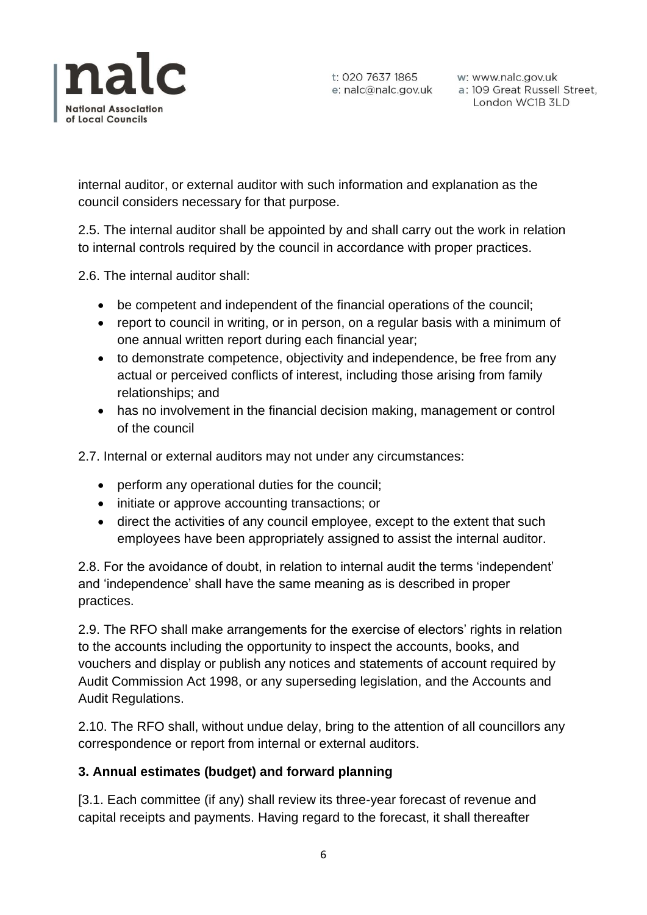internal auditor, or external auditor with such information and explanation as the council considers necessary for that purpose.

2.5. The internal auditor shall be appointed by and shall carry out the work in relation to internal controls required by the council in accordance with proper practices.

2.6. The internal auditor shall:

- be competent and independent of the financial operations of the council;
- report to council in writing, or in person, on a regular basis with a minimum of one annual written report during each financial year;
- to demonstrate competence, objectivity and independence, be free from any actual or perceived conflicts of interest, including those arising from family relationships; and
- has no involvement in the financial decision making, management or control of the council

2.7. Internal or external auditors may not under any circumstances:

- perform any operational duties for the council;
- initiate or approve accounting transactions; or
- direct the activities of any council employee, except to the extent that such employees have been appropriately assigned to assist the internal auditor.

2.8. For the avoidance of doubt, in relation to internal audit the terms 'independent' and 'independence' shall have the same meaning as is described in proper practices.

2.9. The RFO shall make arrangements for the exercise of electors' rights in relation to the accounts including the opportunity to inspect the accounts, books, and vouchers and display or publish any notices and statements of account required by Audit Commission Act 1998, or any superseding legislation, and the Accounts and Audit Regulations.

2.10. The RFO shall, without undue delay, bring to the attention of all councillors any correspondence or report from internal or external auditors.

**3. Annual estimates (budget) and forward planning**

[3.1. Each committee (if any) shall review its three-year forecast of revenue and capital receipts and payments. Having regard to the forecast, it shall thereafter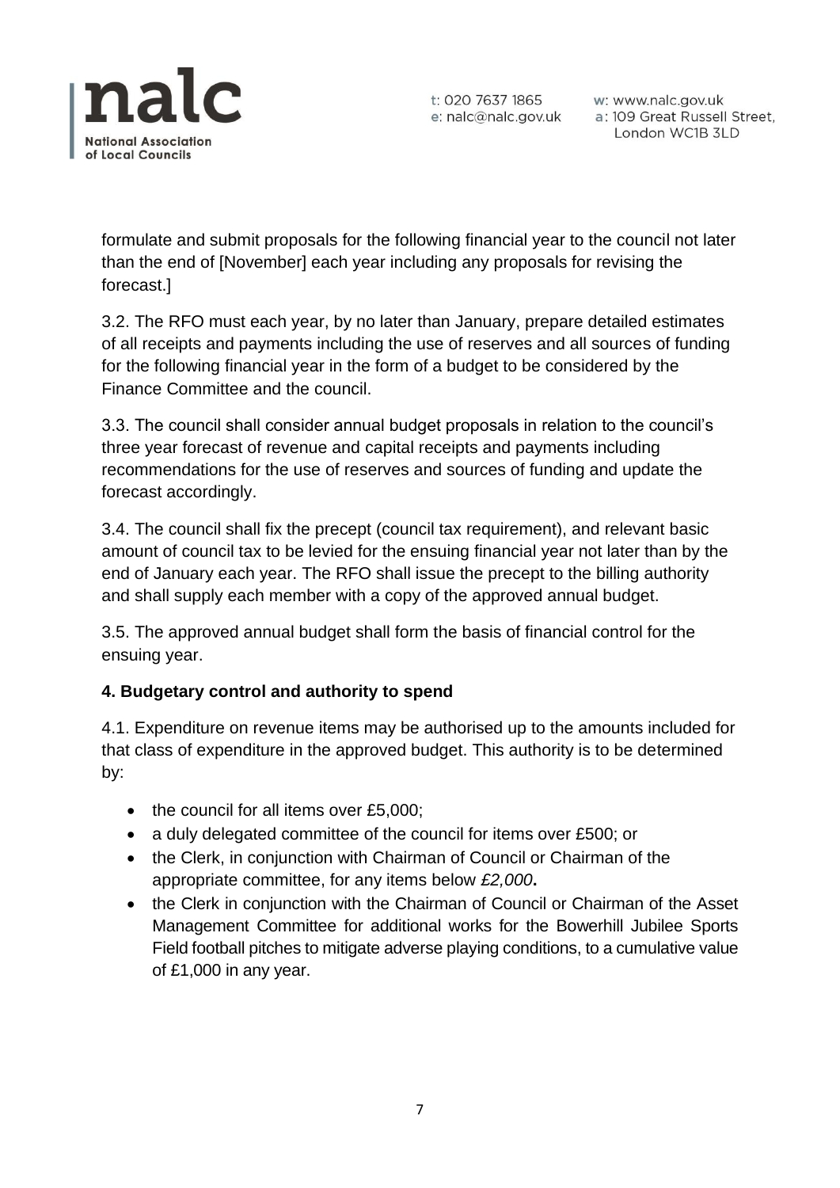formulate and submit proposals for the following financial year to the council not later than the end of [November] each year including any proposals for revising the forecast.]

3.2. The RFO must each year, by no later than January, prepare detailed estimates of all receipts and payments including the use of reserves and all sources of funding for the following financial year in the form of a budget to be considered by the Finance Committee and the council.

3.3. The council shall consider annual budget proposals in relation to the council's three year forecast of revenue and capital receipts and payments including recommendations for the use of reserves and sources of funding and update the forecast accordingly.

3.4. The council shall fix the precept (council tax requirement), and relevant basic amount of council tax to be levied for the ensuing financial year not later than by the end of January each year. The RFO shall issue the precept to the billing authority and shall supply each member with a copy of the approved annual budget.

3.5. The approved annual budget shall form the basis of financial control for the ensuing year.

**4. Budgetary control and authority to spend**

4.1. Expenditure on revenue items may be authorised up to the amounts included for that class of expenditure in the approved budget. This authority is to be determined by:

- the council for all items over £5,000;
- a duly delegated committee of the council for items over £500; or
- the Clerk, in conjunction with Chairman of Council or Chairman of the appropriate committee, for any items below *£2,000***.**
- the Clerk in conjunction with the Chairman of Council or Chairman of the Asset Management Committee for additional works for the Bowerhill Jubilee Sports Field football pitches to mitigate adverse playing conditions, to a cumulative value of £1,000 in any year.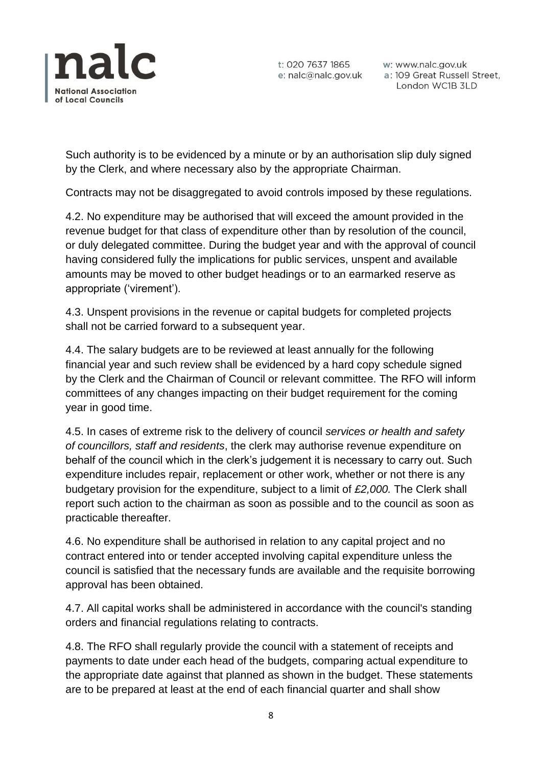Such authority is to be evidenced by a minute or by an authorisation slip duly signed by the Clerk, and where necessary also by the appropriate Chairman.

Contracts may not be disaggregated to avoid controls imposed by these regulations.

4.2. No expenditure may be authorised that will exceed the amount provided in the revenue budget for that class of expenditure other than by resolution of the council, or duly delegated committee. During the budget year and with the approval of council having considered fully the implications for public services, unspent and available amounts may be moved to other budget headings or to an earmarked reserve as appropriate ('virement').

4.3. Unspent provisions in the revenue or capital budgets for completed projects shall not be carried forward to a subsequent year.

4.4. The salary budgets are to be reviewed at least annually for the following financial year and such review shall be evidenced by a hard copy schedule signed by the Clerk and the Chairman of Council or relevant committee. The RFO will inform committees of any changes impacting on their budget requirement for the coming year in good time.

4.5. In cases of extreme risk to the delivery of council *services or health and safety of councillors, staff and residents*, the clerk may authorise revenue expenditure on behalf of the council which in the clerk's judgement it is necessary to carry out. Such expenditure includes repair, replacement or other work, whether or not there is any budgetary provision for the expenditure, subject to a limit of *£2,000.* The Clerk shall report such action to the chairman as soon as possible and to the council as soon as practicable thereafter.

4.6. No expenditure shall be authorised in relation to any capital project and no contract entered into or tender accepted involving capital expenditure unless the council is satisfied that the necessary funds are available and the requisite borrowing approval has been obtained.

4.7. All capital works shall be administered in accordance with the council's standing orders and financial regulations relating to contracts.

4.8. The RFO shall regularly provide the council with a statement of receipts and payments to date under each head of the budgets, comparing actual expenditure to the appropriate date against that planned as shown in the budget. These statements are to be prepared at least at the end of each financial quarter and shall show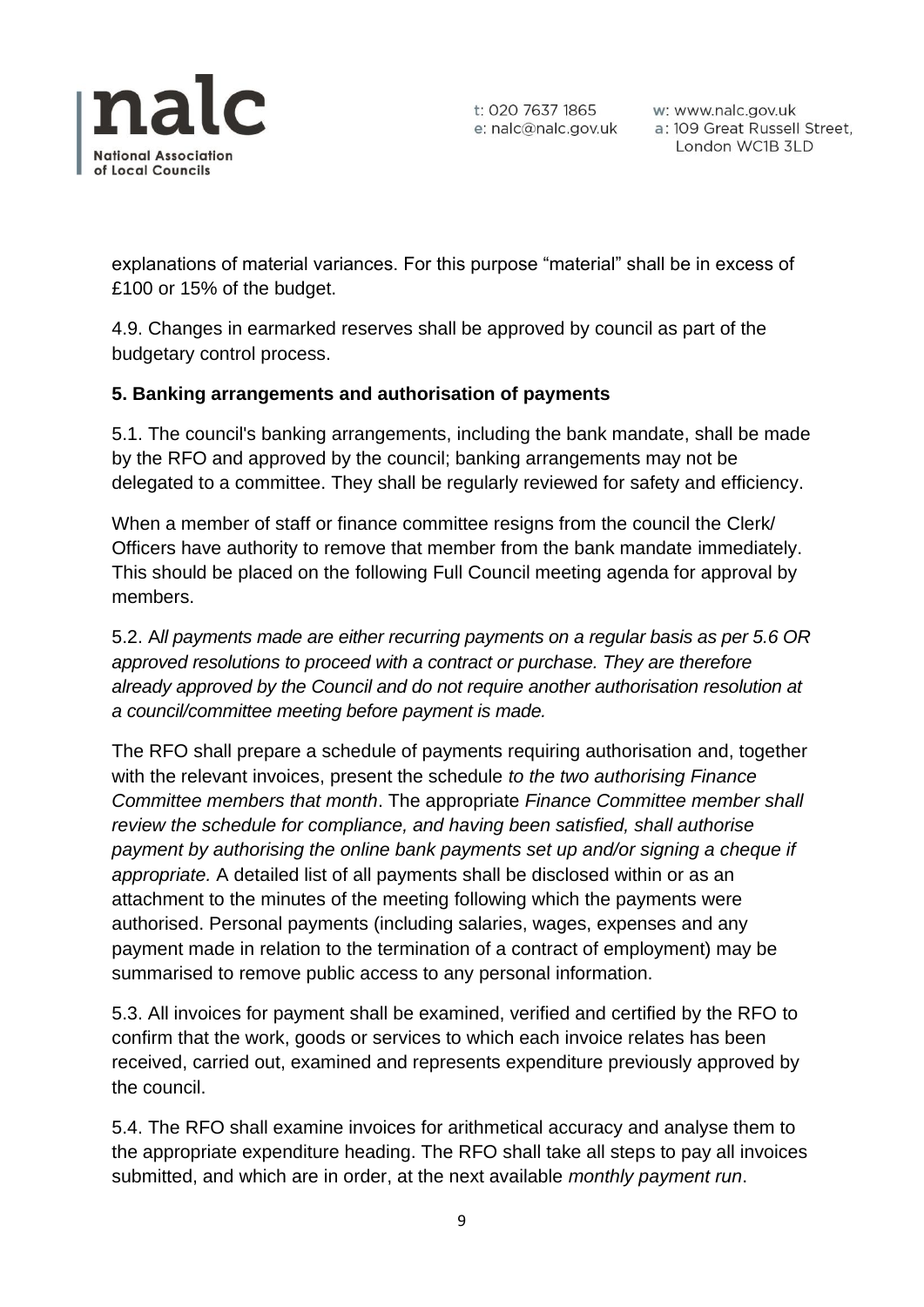explanations of material variances. For this purpose "material" shall be in excess of £100 or 15% of the budget.

4.9. Changes in earmarked reserves shall be approved by council as part of the budgetary control process.

**5. Banking arrangements and authorisation of payments**

5.1. The council's banking arrangements, including the bank mandate, shall be made by the RFO and approved by the council; banking arrangements may not be delegated to a committee. They shall be regularly reviewed for safety and efficiency.

When a member of staff or finance committee resigns from the council the Clerk/ Officers have authority to remove that member from the bank mandate immediately. This should be placed on the following Full Council meeting agenda for approval by members.

5.2. A*ll payments made are either recurring payments on a regular basis as per 5.6 OR approved resolutions to proceed with a contract or purchase. They are therefore already approved by the Council and do not require another authorisation resolution at a council/committee meeting before payment is made.*

The RFO shall prepare a schedule of payments requiring authorisation and, together with the relevant invoices, present the schedule *to the two authorising Finance Committee members that month*. The appropriate *Finance Committee member shall review the schedule for compliance, and having been satisfied, shall authorise payment by authorising the online bank payments set up and/or signing a cheque if appropriate.* A detailed list of all payments shall be disclosed within or as an attachment to the minutes of the meeting following which the payments were authorised. Personal payments (including salaries, wages, expenses and any payment made in relation to the termination of a contract of employment) may be summarised to remove public access to any personal information.

5.3. All invoices for payment shall be examined, verified and certified by the RFO to confirm that the work, goods or services to which each invoice relates has been received, carried out, examined and represents expenditure previously approved by the council.

5.4. The RFO shall examine invoices for arithmetical accuracy and analyse them to the appropriate expenditure heading. The RFO shall take all steps to pay all invoices submitted, and which are in order, at the next available *monthly payment run*.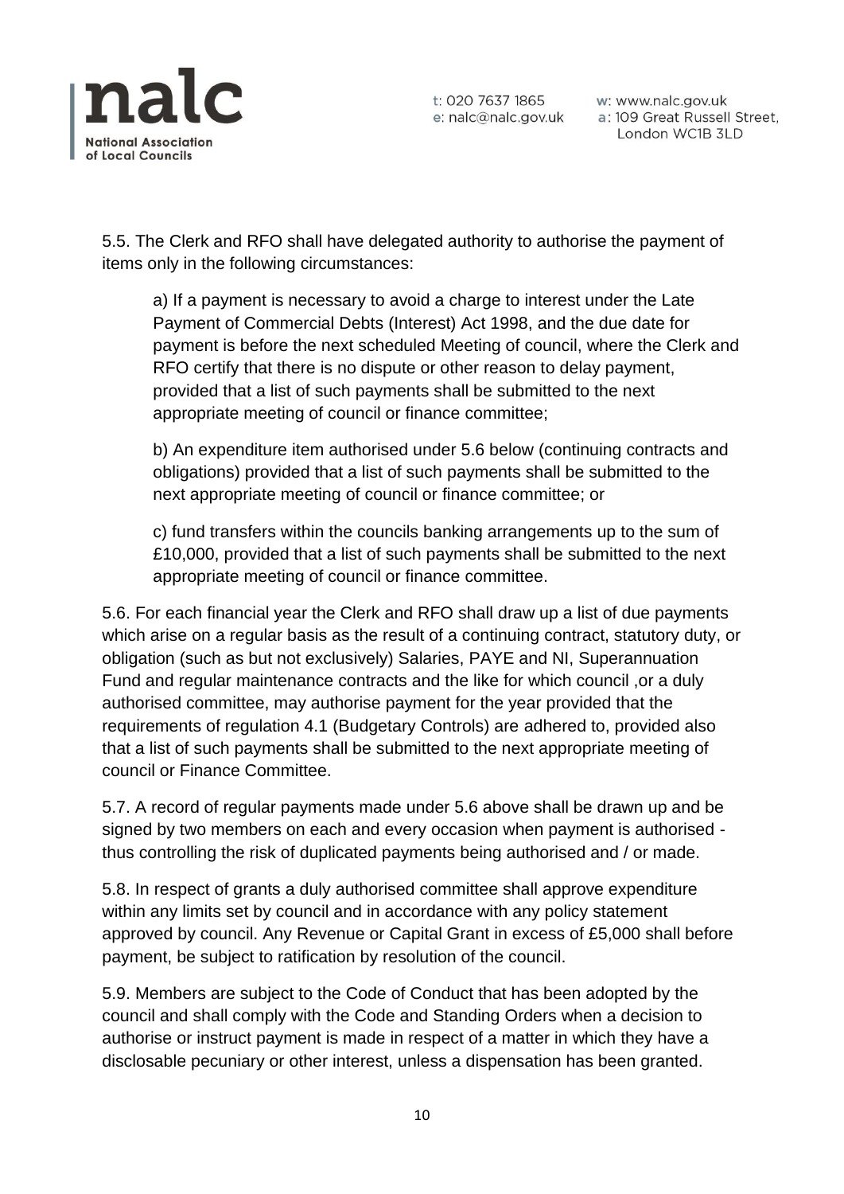5.5. The Clerk and RFO shall have delegated authority to authorise the payment of items only in the following circumstances:

a) If a payment is necessary to avoid a charge to interest under the Late Payment of Commercial Debts (Interest) Act 1998, and the due date for payment is before the next scheduled Meeting of council, where the Clerk and RFO certify that there is no dispute or other reason to delay payment, provided that a list of such payments shall be submitted to the next appropriate meeting of council or finance committee;

b) An expenditure item authorised under 5.6 below (continuing contracts and obligations) provided that a list of such payments shall be submitted to the next appropriate meeting of council or finance committee; or

c) fund transfers within the councils banking arrangements up to the sum of £10,000, provided that a list of such payments shall be submitted to the next appropriate meeting of council or finance committee.

5.6. For each financial year the Clerk and RFO shall draw up a list of due payments which arise on a regular basis as the result of a continuing contract, statutory duty, or obligation (such as but not exclusively) Salaries, PAYE and NI, Superannuation Fund and regular maintenance contracts and the like for which council ,or a duly authorised committee, may authorise payment for the year provided that the requirements of regulation 4.1 (Budgetary Controls) are adhered to, provided also that a list of such payments shall be submitted to the next appropriate meeting of council or Finance Committee.

5.7. A record of regular payments made under 5.6 above shall be drawn up and be signed by two members on each and every occasion when payment is authorised - thus controlling the risk of duplicated payments being authorised and / or made.

5.8. In respect of grants a duly authorised committee shall approve expenditure within any limits set by council and in accordance with any policy statement approved by council. Any Revenue or Capital Grant in excess of £5,000 shall before payment, be subject to ratification by resolution of the council.

5.9. Members are subject to the Code of Conduct that has been adopted by the council and shall comply with the Code and Standing Orders when a decision to authorise or instruct payment is made in respect of a matter in which they have a disclosable pecuniary or other interest, unless a dispensation has been granted.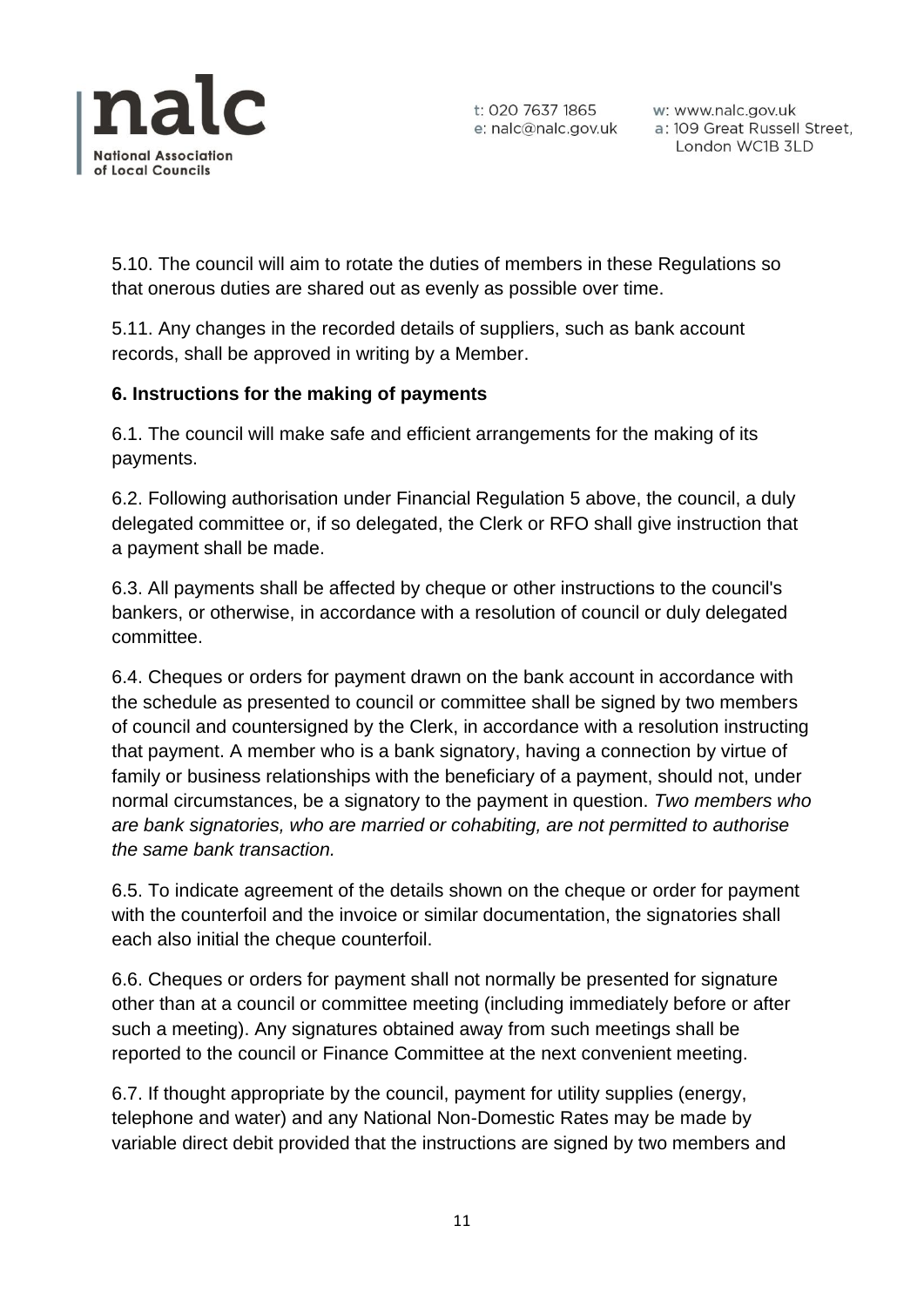5.10. The council will aim to rotate the duties of members in these Regulations so that onerous duties are shared out as evenly as possible over time.

5.11. Any changes in the recorded details of suppliers, such as bank account records, shall be approved in writing by a Member.

**6. Instructions for the making of payments**

6.1. The council will make safe and efficient arrangements for the making of its payments.

6.2. Following authorisation under Financial Regulation 5 above, the council, a duly delegated committee or, if so delegated, the Clerk or RFO shall give instruction that a payment shall be made.

6.3. All payments shall be affected by cheque or other instructions to the council's bankers, or otherwise, in accordance with a resolution of council or duly delegated committee.

6.4. Cheques or orders for payment drawn on the bank account in accordance with the schedule as presented to council or committee shall be signed by two members of council and countersigned by the Clerk, in accordance with a resolution instructing that payment. A member who is a bank signatory, having a connection by virtue of family or business relationships with the beneficiary of a payment, should not, under normal circumstances, be a signatory to the payment in question. *Two members who are bank signatories, who are married or cohabiting, are not permitted to authorise the same bank transaction.*

6.5. To indicate agreement of the details shown on the cheque or order for payment with the counterfoil and the invoice or similar documentation, the signatories shall each also initial the cheque counterfoil.

6.6. Cheques or orders for payment shall not normally be presented for signature other than at a council or committee meeting (including immediately before or after such a meeting). Any signatures obtained away from such meetings shall be reported to the council or Finance Committee at the next convenient meeting.

6.7. If thought appropriate by the council, payment for utility supplies (energy, telephone and water) and any National Non-Domestic Rates may be made by variable direct debit provided that the instructions are signed by two members and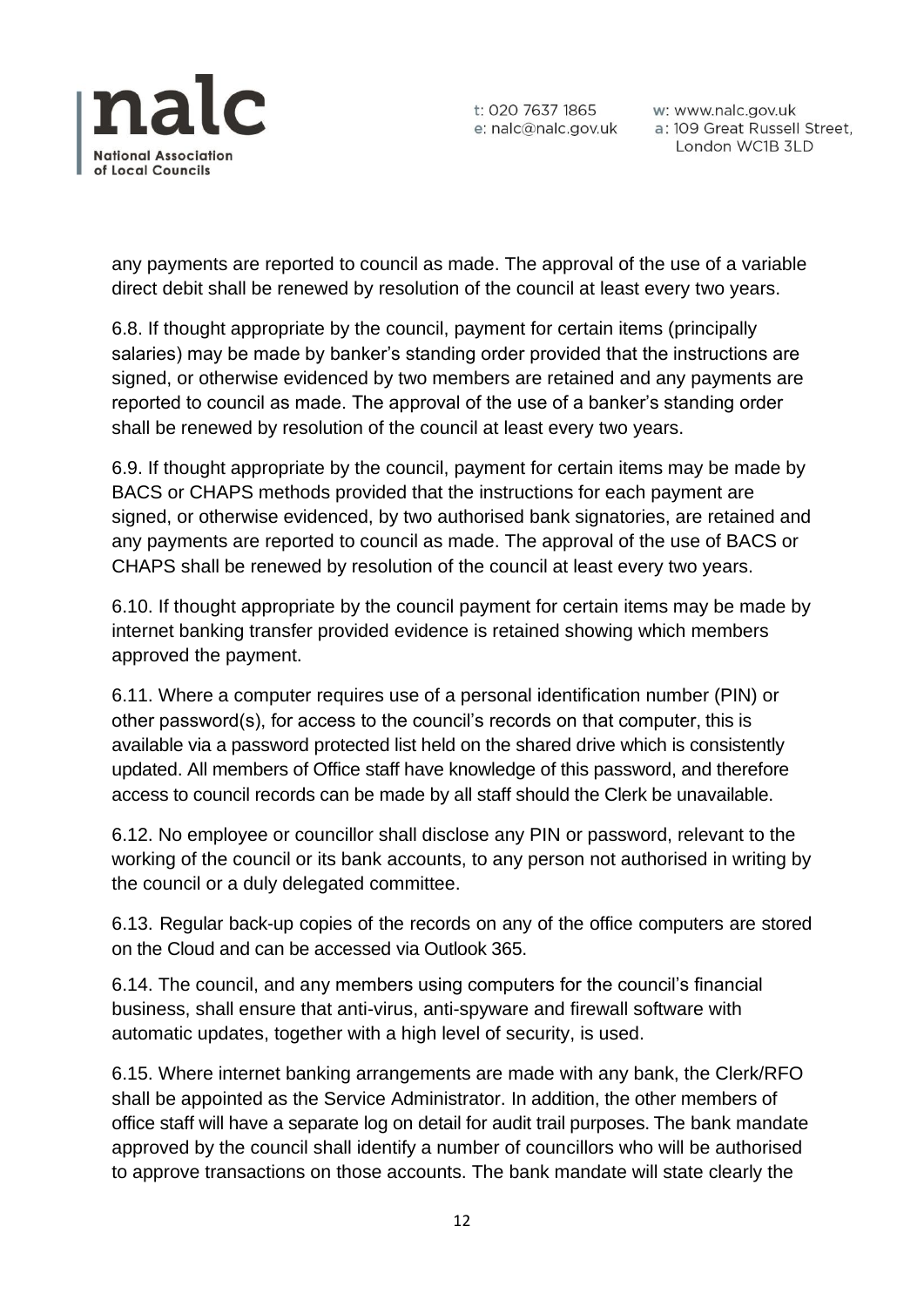any payments are reported to council as made. The approval of the use of a variable direct debit shall be renewed by resolution of the council at least every two years.

6.8. If thought appropriate by the council, payment for certain items (principally salaries) may be made by banker's standing order provided that the instructions are signed, or otherwise evidenced by two members are retained and any payments are reported to council as made. The approval of the use of a banker's standing order shall be renewed by resolution of the council at least every two years.

6.9. If thought appropriate by the council, payment for certain items may be made by BACS or CHAPS methods provided that the instructions for each payment are signed, or otherwise evidenced, by two authorised bank signatories, are retained and any payments are reported to council as made. The approval of the use of BACS or CHAPS shall be renewed by resolution of the council at least every two years.

6.10. If thought appropriate by the council payment for certain items may be made by internet banking transfer provided evidence is retained showing which members approved the payment.

6.11. Where a computer requires use of a personal identification number (PIN) or other password(s), for access to the council's records on that computer, this is available via a password protected list held on the shared drive which is consistently updated. All members of Office staff have knowledge of this password, and therefore access to council records can be made by all staff should the Clerk be unavailable.

6.12. No employee or councillor shall disclose any PIN or password, relevant to the working of the council or its bank accounts, to any person not authorised in writing by the council or a duly delegated committee.

6.13. Regular back-up copies of the records on any of the office computers are stored on the Cloud and can be accessed via Outlook 365.

6.14. The council, and any members using computers for the council's financial business, shall ensure that anti-virus, anti-spyware and firewall software with automatic updates, together with a high level of security, is used.

6.15. Where internet banking arrangements are made with any bank, the Clerk/RFO shall be appointed as the Service Administrator. In addition, the other members of office staff will have a separate log on detail for audit trail purposes. The bank mandate approved by the council shall identify a number of councillors who will be authorised to approve transactions on those accounts. The bank mandate will state clearly the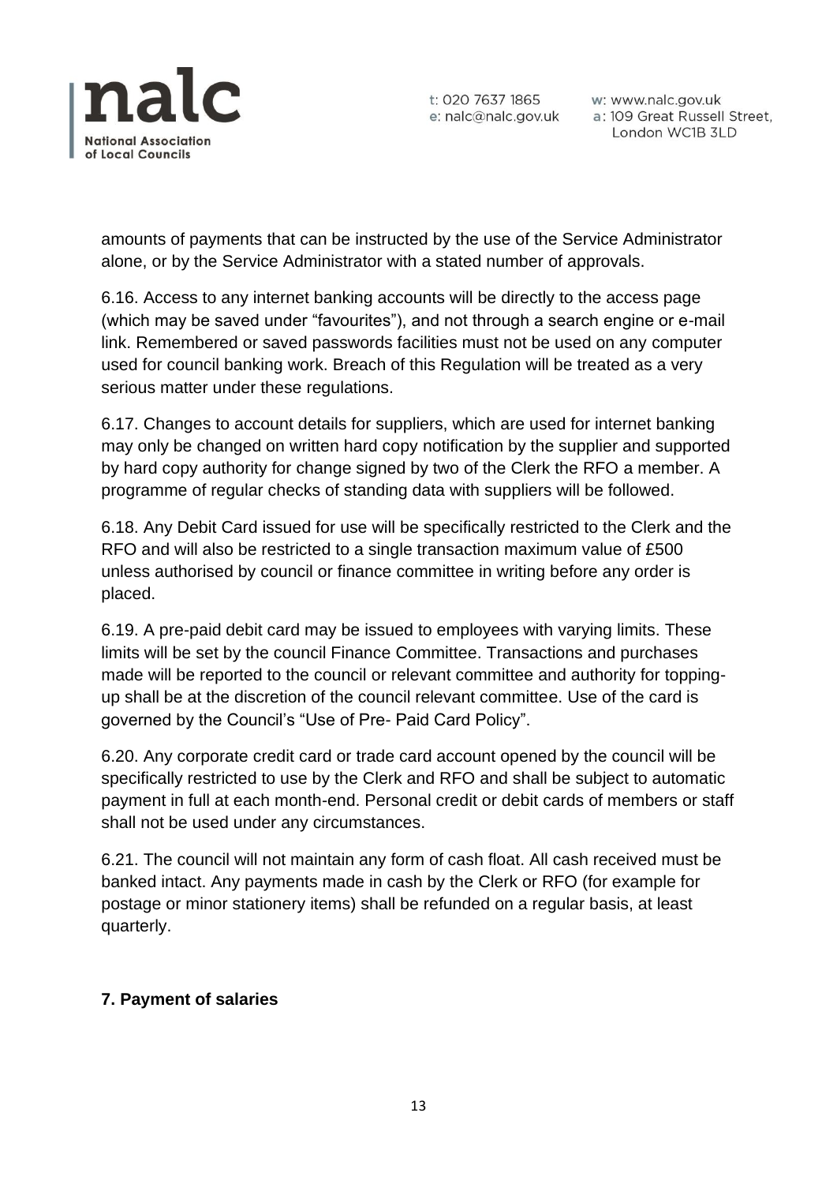amounts of payments that can be instructed by the use of the Service Administrator alone, or by the Service Administrator with a stated number of approvals.

6.16. Access to any internet banking accounts will be directly to the access page (which may be saved under "favourites"), and not through a search engine or e-mail link. Remembered or saved passwords facilities must not be used on any computer used for council banking work. Breach of this Regulation will be treated as a very serious matter under these regulations.

6.17. Changes to account details for suppliers, which are used for internet banking may only be changed on written hard copy notification by the supplier and supported by hard copy authority for change signed by two of the Clerk the RFO a member. A programme of regular checks of standing data with suppliers will be followed.

6.18. Any Debit Card issued for use will be specifically restricted to the Clerk and the RFO and will also be restricted to a single transaction maximum value of £500 unless authorised by council or finance committee in writing before any order is placed.

6.19. A pre-paid debit card may be issued to employees with varying limits. These limits will be set by the council Finance Committee. Transactions and purchases made will be reported to the council or relevant committee and authority for topping-up shall be at the discretion of the council relevant committee. Use of the card is governed by the Council's "Use of Pre- Paid Card Policy".

6.20. Any corporate credit card or trade card account opened by the council will be specifically restricted to use by the Clerk and RFO and shall be subject to automatic payment in full at each month-end. Personal credit or debit cards of members or staff shall not be used under any circumstances.

6.21. The council will not maintain any form of cash float. All cash received must be banked intact. Any payments made in cash by the Clerk or RFO (for example for postage or minor stationery items) shall be refunded on a regular basis, at least quarterly.

## 7. Payment of salaries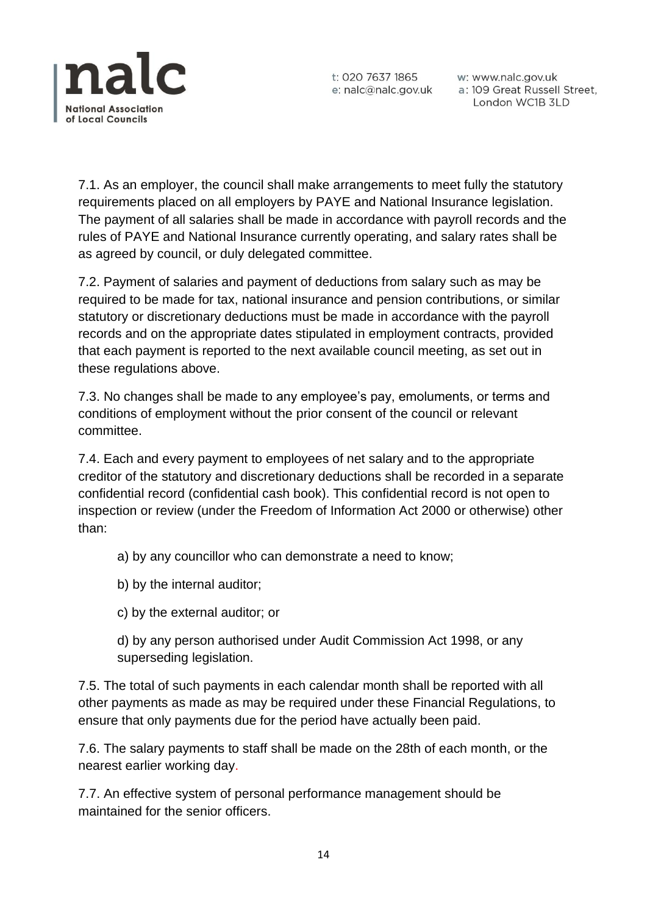7.1. As an employer, the council shall make arrangements to meet fully the statutory requirements placed on all employers by PAYE and National Insurance legislation. The payment of all salaries shall be made in accordance with payroll records and the rules of PAYE and National Insurance currently operating, and salary rates shall be as agreed by council, or duly delegated committee.

7.2. Payment of salaries and payment of deductions from salary such as may be required to be made for tax, national insurance and pension contributions, or similar statutory or discretionary deductions must be made in accordance with the payroll records and on the appropriate dates stipulated in employment contracts, provided that each payment is reported to the next available council meeting, as set out in these regulations above.

7.3. No changes shall be made to any employee's pay, emoluments, or terms and conditions of employment without the prior consent of the council or relevant committee.

7.4. Each and every payment to employees of net salary and to the appropriate creditor of the statutory and discretionary deductions shall be recorded in a separate confidential record (confidential cash book). This confidential record is not open to inspection or review (under the Freedom of Information Act 2000 or otherwise) other than:

a) by any councillor who can demonstrate a need to know;

b) by the internal auditor;

c) by the external auditor; or

d) by any person authorised under Audit Commission Act 1998, or any superseding legislation.

7.5. The total of such payments in each calendar month shall be reported with all other payments as made as may be required under these Financial Regulations, to ensure that only payments due for the period have actually been paid.

7.6. The salary payments to staff shall be made on the 28th of each month, or the nearest earlier working day.

7.7. An effective system of personal performance management should be maintained for the senior officers.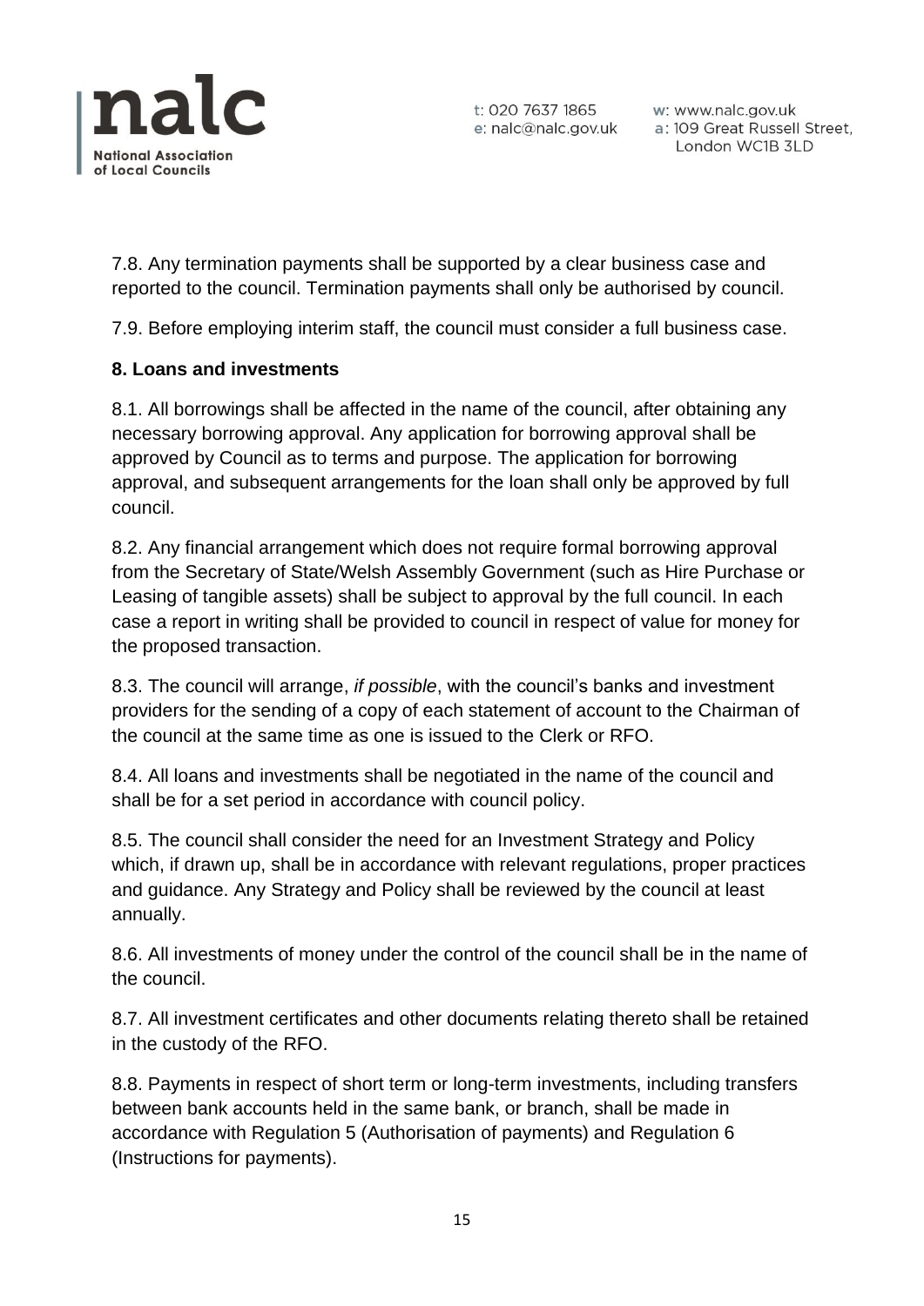7.8. Any termination payments shall be supported by a clear business case and reported to the council. Termination payments shall only be authorised by council.

7.9. Before employing interim staff, the council must consider a full business case.

**8. Loans and investments**

8.1. All borrowings shall be affected in the name of the council, after obtaining any necessary borrowing approval. Any application for borrowing approval shall be approved by Council as to terms and purpose. The application for borrowing approval, and subsequent arrangements for the loan shall only be approved by full council.

8.2. Any financial arrangement which does not require formal borrowing approval from the Secretary of State/Welsh Assembly Government (such as Hire Purchase or Leasing of tangible assets) shall be subject to approval by the full council. In each case a report in writing shall be provided to council in respect of value for money for the proposed transaction.

8.3. The council will arrange, *if possible*, with the council's banks and investment providers for the sending of a copy of each statement of account to the Chairman of the council at the same time as one is issued to the Clerk or RFO.

8.4. All loans and investments shall be negotiated in the name of the council and shall be for a set period in accordance with council policy.

8.5. The council shall consider the need for an Investment Strategy and Policy which, if drawn up, shall be in accordance with relevant regulations, proper practices and guidance. Any Strategy and Policy shall be reviewed by the council at least annually.

8.6. All investments of money under the control of the council shall be in the name of the council.

8.7. All investment certificates and other documents relating thereto shall be retained in the custody of the RFO.

8.8. Payments in respect of short term or long-term investments, including transfers between bank accounts held in the same bank, or branch, shall be made in accordance with Regulation 5 (Authorisation of payments) and Regulation 6 (Instructions for payments).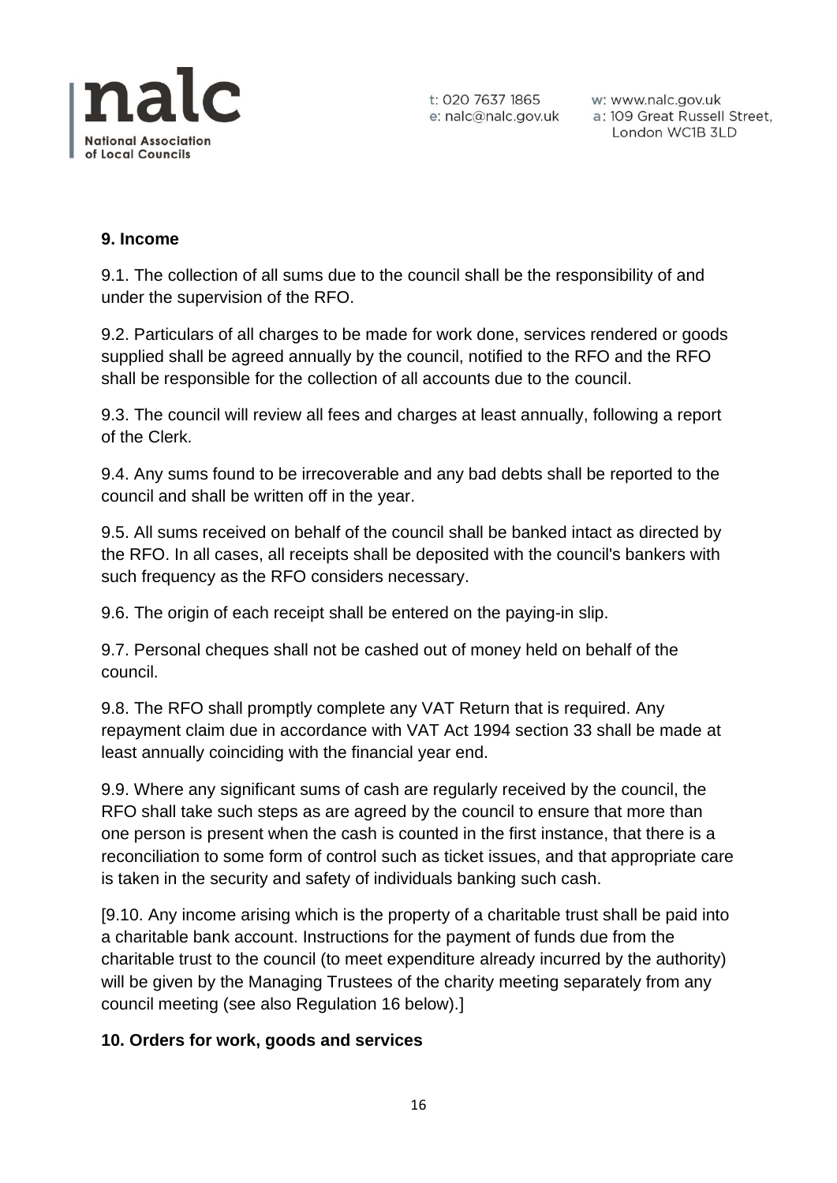## 9. Income

9.1. The collection of all sums due to the council shall be the responsibility of and under the supervision of the RFO.

9.2. Particulars of all charges to be made for work done, services rendered or goods supplied shall be agreed annually by the council, notified to the RFO and the RFO shall be responsible for the collection of all accounts due to the council.

9.3. The council will review all fees and charges at least annually, following a report of the Clerk.

9.4. Any sums found to be irrecoverable and any bad debts shall be reported to the council and shall be written off in the year.

9.5. All sums received on behalf of the council shall be banked intact as directed by the RFO. In all cases, all receipts shall be deposited with the council's bankers with such frequency as the RFO considers necessary.

9.6. The origin of each receipt shall be entered on the paying-in slip.

9.7. Personal cheques shall not be cashed out of money held on behalf of the council.

9.8. The RFO shall promptly complete any VAT Return that is required. Any repayment claim due in accordance with VAT Act 1994 section 33 shall be made at least annually coinciding with the financial year end.

9.9. Where any significant sums of cash are regularly received by the council, the RFO shall take such steps as are agreed by the council to ensure that more than one person is present when the cash is counted in the first instance, that there is a reconciliation to some form of control such as ticket issues, and that appropriate care is taken in the security and safety of individuals banking such cash.

[9.10. Any income arising which is the property of a charitable trust shall be paid into a charitable bank account. Instructions for the payment of funds due from the charitable trust to the council (to meet expenditure already incurred by the authority) will be given by the Managing Trustees of the charity meeting separately from any council meeting (see also Regulation 16 below).]

## 10. Orders for work, goods and services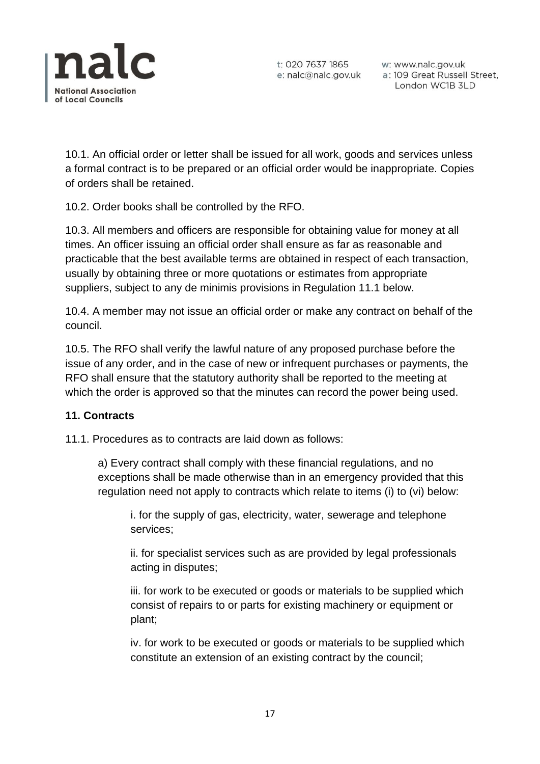10.1. An official order or letter shall be issued for all work, goods and services unless a formal contract is to be prepared or an official order would be inappropriate. Copies of orders shall be retained.

10.2. Order books shall be controlled by the RFO.

10.3. All members and officers are responsible for obtaining value for money at all times. An officer issuing an official order shall ensure as far as reasonable and practicable that the best available terms are obtained in respect of each transaction, usually by obtaining three or more quotations or estimates from appropriate suppliers, subject to any de minimis provisions in Regulation 11.1 below.

10.4. A member may not issue an official order or make any contract on behalf of the council.

10.5. The RFO shall verify the lawful nature of any proposed purchase before the issue of any order, and in the case of new or infrequent purchases or payments, the RFO shall ensure that the statutory authority shall be reported to the meeting at which the order is approved so that the minutes can record the power being used.

**11. Contracts**

11.1. Procedures as to contracts are laid down as follows:

a) Every contract shall comply with these financial regulations, and no exceptions shall be made otherwise than in an emergency provided that this regulation need not apply to contracts which relate to items (i) to (vi) below:

i. for the supply of gas, electricity, water, sewerage and telephone services;

ii. for specialist services such as are provided by legal professionals acting in disputes;

iii. for work to be executed or goods or materials to be supplied which consist of repairs to or parts for existing machinery or equipment or plant;

iv. for work to be executed or goods or materials to be supplied which constitute an extension of an existing contract by the council;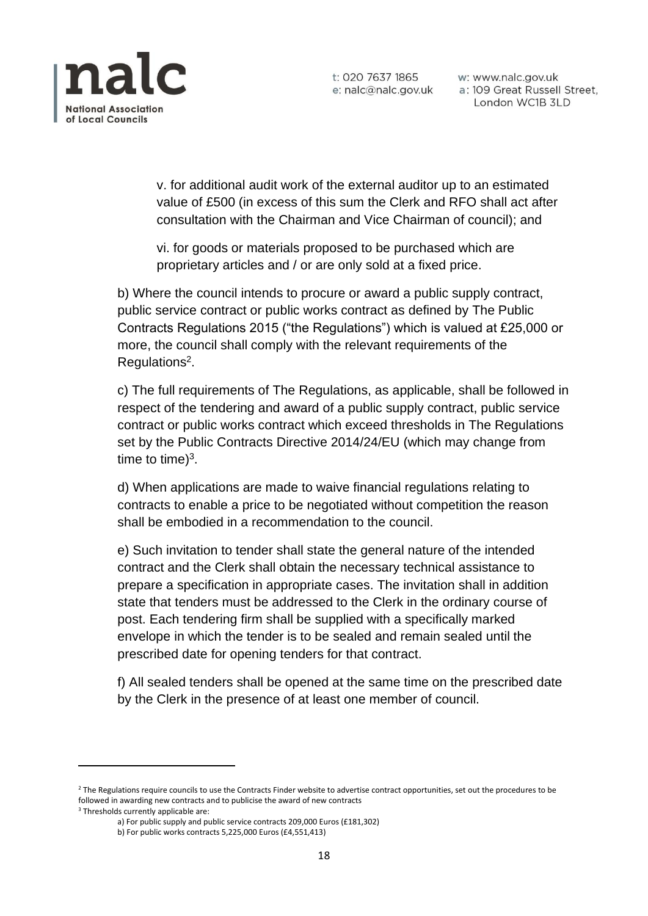v. for additional audit work of the external auditor up to an estimated value of £500 (in excess of this sum the Clerk and RFO shall act after consultation with the Chairman and Vice Chairman of council); and

vi. for goods or materials proposed to be purchased which are proprietary articles and / or are only sold at a fixed price.

b) Where the council intends to procure or award a public supply contract, public service contract or public works contract as defined by The Public Contracts Regulations 2015 ("the Regulations") which is valued at £25,000 or more, the council shall comply with the relevant requirements of the Regulations[2].

c) The full requirements of The Regulations, as applicable, shall be followed in respect of the tendering and award of a public supply contract, public service contract or public works contract which exceed thresholds in The Regulations set by the Public Contracts Directive 2014/24/EU (which may change from time to time)[3].

d) When applications are made to waive financial regulations relating to contracts to enable a price to be negotiated without competition the reason shall be embodied in a recommendation to the council.

e) Such invitation to tender shall state the general nature of the intended contract and the Clerk shall obtain the necessary technical assistance to prepare a specification in appropriate cases. The invitation shall in addition state that tenders must be addressed to the Clerk in the ordinary course of post. Each tendering firm shall be supplied with a specifically marked envelope in which the tender is to be sealed and remain sealed until the prescribed date for opening tenders for that contract.

f) All sealed tenders shall be opened at the same time on the prescribed date by the Clerk in the presence of at least one member of council.

---

[2] The Regulations require councils to use the Contracts Finder website to advertise contract opportunities, set out the procedures to be followed in awarding new contracts and to publicise the award of new contracts

[3] Thresholds currently applicable are:

a) For public supply and public service contracts 209,000 Euros (£181,302)

b) For public works contracts 5,225,000 Euros (£4,551,413)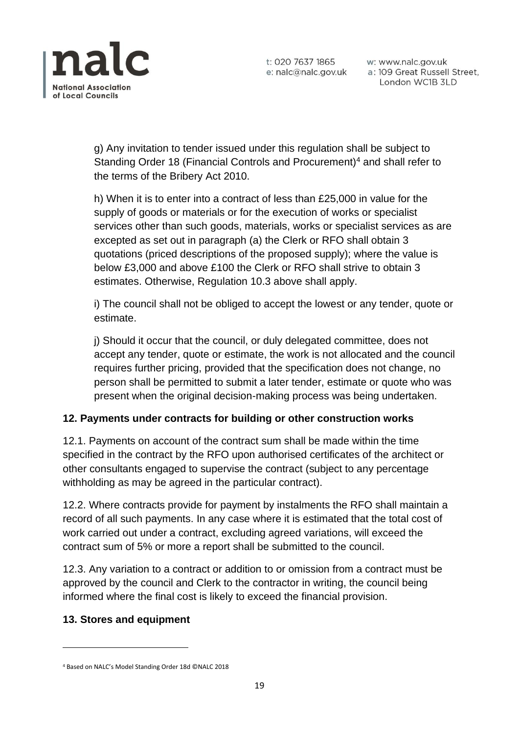g) Any invitation to tender issued under this regulation shall be subject to Standing Order 18 (Financial Controls and Procurement)[4] and shall refer to the terms of the Bribery Act 2010.

h) When it is to enter into a contract of less than £25,000 in value for the supply of goods or materials or for the execution of works or specialist services other than such goods, materials, works or specialist services as are excepted as set out in paragraph (a) the Clerk or RFO shall obtain 3 quotations (priced descriptions of the proposed supply); where the value is below £3,000 and above £100 the Clerk or RFO shall strive to obtain 3 estimates. Otherwise, Regulation 10.3 above shall apply.

i) The council shall not be obliged to accept the lowest or any tender, quote or estimate.

j) Should it occur that the council, or duly delegated committee, does not accept any tender, quote or estimate, the work is not allocated and the council requires further pricing, provided that the specification does not change, no person shall be permitted to submit a later tender, estimate or quote who was present when the original decision-making process was being undertaken.

## 12. Payments under contracts for building or other construction works

12.1. Payments on account of the contract sum shall be made within the time specified in the contract by the RFO upon authorised certificates of the architect or other consultants engaged to supervise the contract (subject to any percentage withholding as may be agreed in the particular contract).

12.2. Where contracts provide for payment by instalments the RFO shall maintain a record of all such payments. In any case where it is estimated that the total cost of work carried out under a contract, excluding agreed variations, will exceed the contract sum of 5% or more a report shall be submitted to the council.

12.3. Any variation to a contract or addition to or omission from a contract must be approved by the council and Clerk to the contractor in writing, the council being informed where the final cost is likely to exceed the financial provision.

## 13. Stores and equipment

[4] Based on NALC's Model Standing Order 18d ©NALC 2018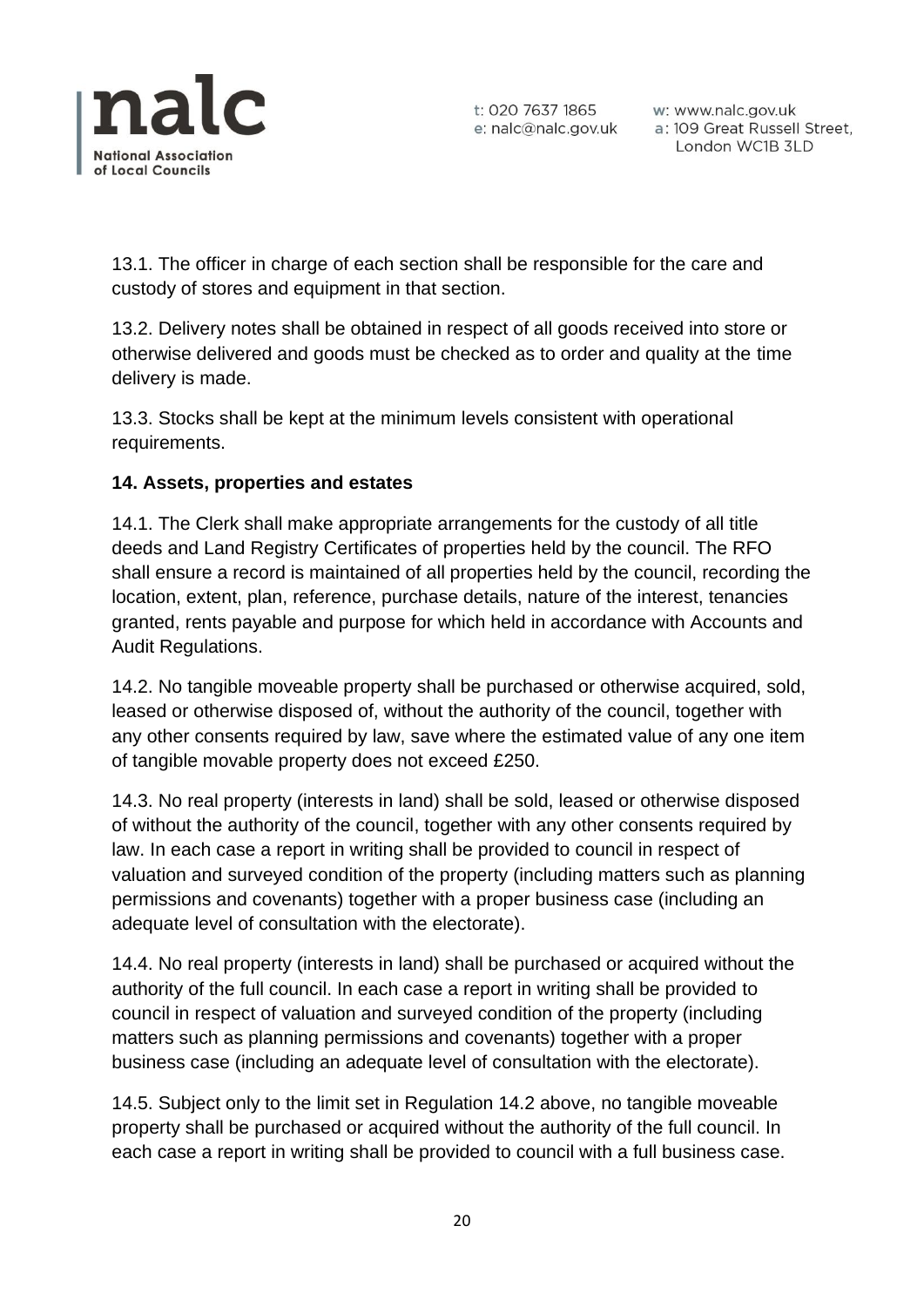13.1. The officer in charge of each section shall be responsible for the care and custody of stores and equipment in that section.

13.2. Delivery notes shall be obtained in respect of all goods received into store or otherwise delivered and goods must be checked as to order and quality at the time delivery is made.

13.3. Stocks shall be kept at the minimum levels consistent with operational requirements.

**14. Assets, properties and estates**

14.1. The Clerk shall make appropriate arrangements for the custody of all title deeds and Land Registry Certificates of properties held by the council. The RFO shall ensure a record is maintained of all properties held by the council, recording the location, extent, plan, reference, purchase details, nature of the interest, tenancies granted, rents payable and purpose for which held in accordance with Accounts and Audit Regulations.

14.2. No tangible moveable property shall be purchased or otherwise acquired, sold, leased or otherwise disposed of, without the authority of the council, together with any other consents required by law, save where the estimated value of any one item of tangible movable property does not exceed £250.

14.3. No real property (interests in land) shall be sold, leased or otherwise disposed of without the authority of the council, together with any other consents required by law. In each case a report in writing shall be provided to council in respect of valuation and surveyed condition of the property (including matters such as planning permissions and covenants) together with a proper business case (including an adequate level of consultation with the electorate).

14.4. No real property (interests in land) shall be purchased or acquired without the authority of the full council. In each case a report in writing shall be provided to council in respect of valuation and surveyed condition of the property (including matters such as planning permissions and covenants) together with a proper business case (including an adequate level of consultation with the electorate).

14.5. Subject only to the limit set in Regulation 14.2 above, no tangible moveable property shall be purchased or acquired without the authority of the full council. In each case a report in writing shall be provided to council with a full business case.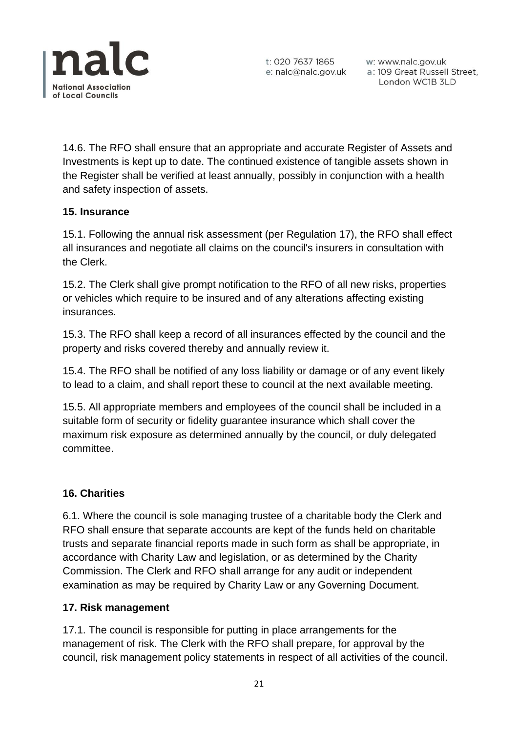14.6. The RFO shall ensure that an appropriate and accurate Register of Assets and Investments is kept up to date. The continued existence of tangible assets shown in the Register shall be verified at least annually, possibly in conjunction with a health and safety inspection of assets.

**15. Insurance**

15.1. Following the annual risk assessment (per Regulation 17), the RFO shall effect all insurances and negotiate all claims on the council's insurers in consultation with the Clerk.

15.2. The Clerk shall give prompt notification to the RFO of all new risks, properties or vehicles which require to be insured and of any alterations affecting existing insurances.

15.3. The RFO shall keep a record of all insurances effected by the council and the property and risks covered thereby and annually review it.

15.4. The RFO shall be notified of any loss liability or damage or of any event likely to lead to a claim, and shall report these to council at the next available meeting.

15.5. All appropriate members and employees of the council shall be included in a suitable form of security or fidelity guarantee insurance which shall cover the maximum risk exposure as determined annually by the council, or duly delegated committee.

**16. Charities**

6.1. Where the council is sole managing trustee of a charitable body the Clerk and RFO shall ensure that separate accounts are kept of the funds held on charitable trusts and separate financial reports made in such form as shall be appropriate, in accordance with Charity Law and legislation, or as determined by the Charity Commission. The Clerk and RFO shall arrange for any audit or independent examination as may be required by Charity Law or any Governing Document.

**17. Risk management**

17.1. The council is responsible for putting in place arrangements for the management of risk. The Clerk with the RFO shall prepare, for approval by the council, risk management policy statements in respect of all activities of the council.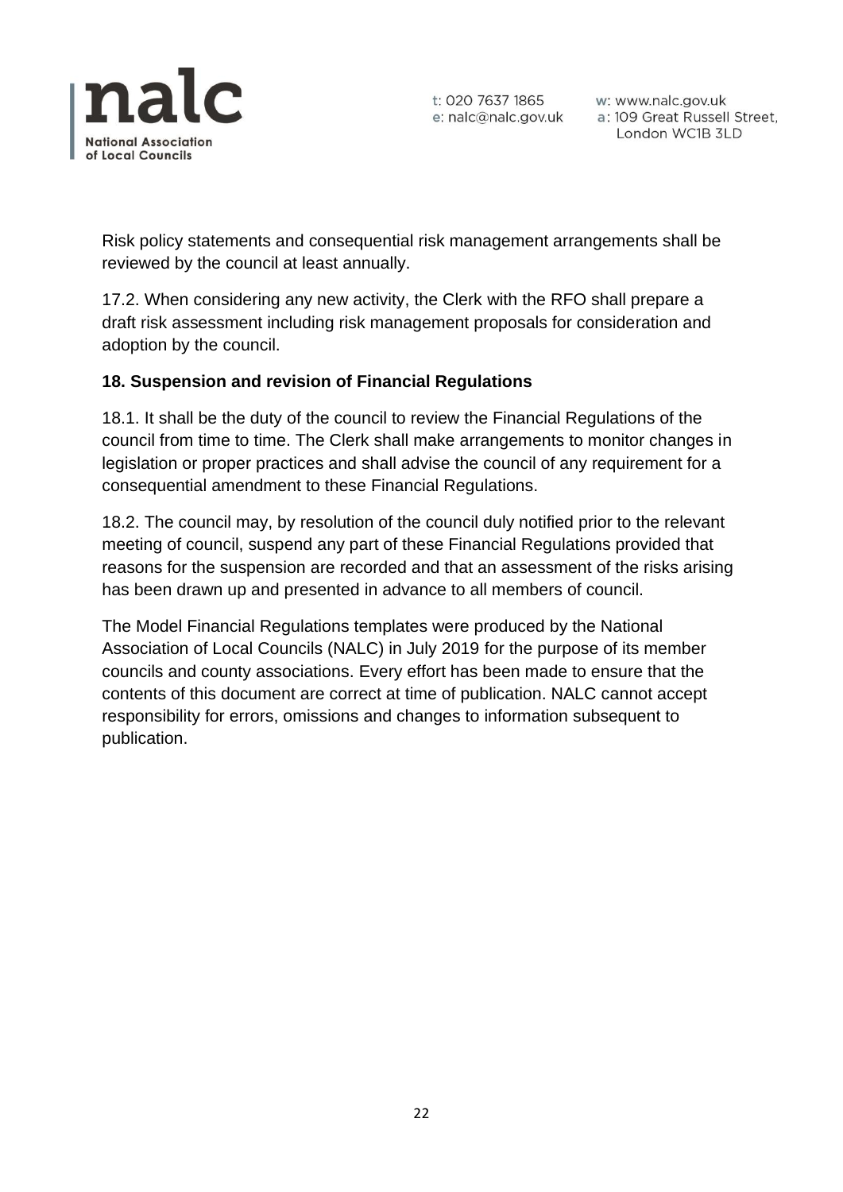Risk policy statements and consequential risk management arrangements shall be reviewed by the council at least annually.

17.2. When considering any new activity, the Clerk with the RFO shall prepare a draft risk assessment including risk management proposals for consideration and adoption by the council.

### 18. Suspension and revision of Financial Regulations

18.1. It shall be the duty of the council to review the Financial Regulations of the council from time to time. The Clerk shall make arrangements to monitor changes in legislation or proper practices and shall advise the council of any requirement for a consequential amendment to these Financial Regulations.

18.2. The council may, by resolution of the council duly notified prior to the relevant meeting of council, suspend any part of these Financial Regulations provided that reasons for the suspension are recorded and that an assessment of the risks arising has been drawn up and presented in advance to all members of council.

The Model Financial Regulations templates were produced by the National Association of Local Councils (NALC) in July 2019 for the purpose of its member councils and county associations. Every effort has been made to ensure that the contents of this document are correct at time of publication. NALC cannot accept responsibility for errors, omissions and changes to information subsequent to publication.